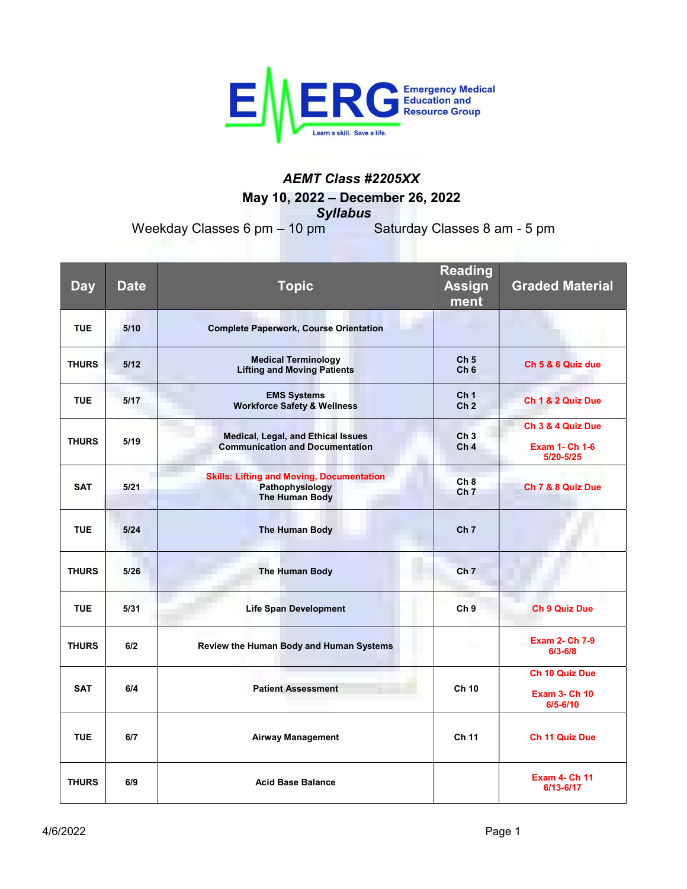Emergency Medical Education and Resource Group

Learn a skill. Save a life.

# *AEMT Class #2205XX*

## May 10, 2022 – December 26, 2022

## *Syllabus*

Weekday Classes 6 pm – 10 pm Saturday Classes 8 am - 5 pm

| Day | Date | Topic | Reading Assignment | Graded Material |
|---|---|---|---|---|
| TUE | 5/10 | Complete Paperwork, Course Orientation | | |
| THURS | 5/12 | Medical Terminology<br>Lifting and Moving Patients | Ch 5<br>Ch 6 | Ch 5 & 6 Quiz due |
| TUE | 5/17 | EMS Systems<br>Workforce Safety & Wellness | Ch 1<br>Ch 2 | Ch 1 & 2 Quiz Due |
| THURS | 5/19 | Medical, Legal, and Ethical Issues<br>Communication and Documentation | Ch 3<br>Ch 4 | Ch 3 & 4 Quiz Due<br><br>Exam 1- Ch 1-6<br>5/20-5/25 |
| SAT | 5/21 | Skills: Lifting and Moving, Documentation<br>Pathophysiology<br>The Human Body | Ch 8<br>Ch 7 | Ch 7 & 8 Quiz Due |
| TUE | 5/24 | The Human Body | Ch 7 | |
| THURS | 5/26 | The Human Body | Ch 7 | |
| TUE | 5/31 | Life Span Development | Ch 9 | Ch 9 Quiz Due |
| THURS | 6/2 | Review the Human Body and Human Systems | | Exam 2- Ch 7-9<br>6/3-6/8 |
| SAT | 6/4 | Patient Assessment | Ch 10 | Ch 10 Quiz Due<br><br>Exam 3- Ch 10<br>6/5-6/10 |
| TUE | 6/7 | Airway Management | Ch 11 | Ch 11 Quiz Due |
| THURS | 6/9 | Acid Base Balance | | Exam 4- Ch 11<br>6/13-6/17 |

4/6/2022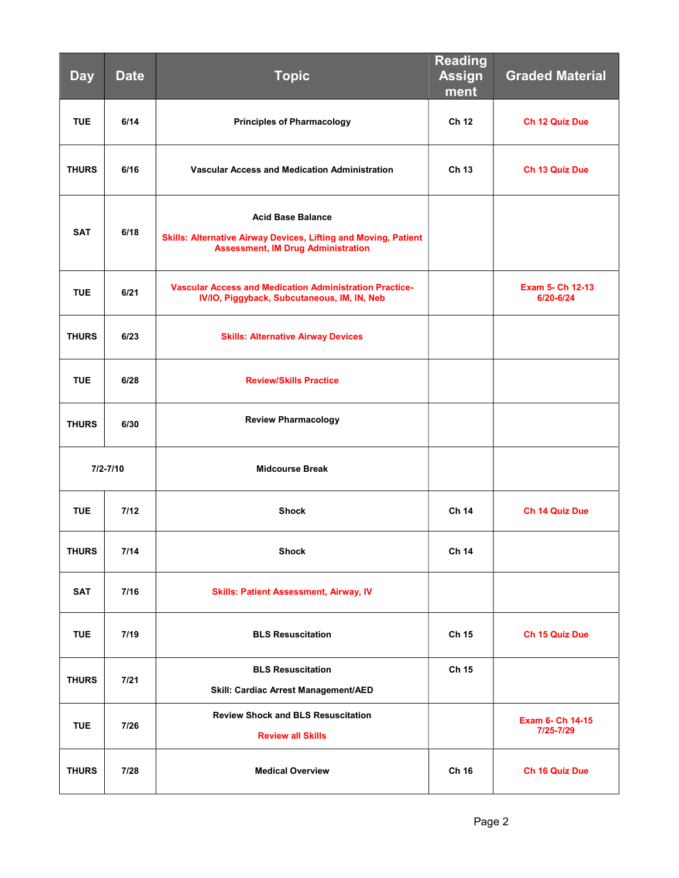| Day | Date | Topic | Reading Assignment | Graded Material |
|---|---|---|---|---|
| TUE | 6/14 | Principles of Pharmacology | Ch 12 | Ch 12 Quiz Due |
| THURS | 6/16 | Vascular Access and Medication Administration | Ch 13 | Ch 13 Quiz Due |
| SAT | 6/18 | Acid Base Balance<br>Skills: Alternative Airway Devices, Lifting and Moving, Patient Assessment, IM Drug Administration | | |
| TUE | 6/21 | Vascular Access and Medication Administration Practice- IV/IO, Piggyback, Subcutaneous, IM, IN, Neb | | Exam 5- Ch 12-13 6/20-6/24 |
| THURS | 6/23 | Skills: Alternative Airway Devices | | |
| TUE | 6/28 | Review/Skills Practice | | |
| THURS | 6/30 | Review Pharmacology | | |
| 7/2-7/10 | | Midcourse Break | | |
| TUE | 7/12 | Shock | Ch 14 | Ch 14 Quiz Due |
| THURS | 7/14 | Shock | Ch 14 | |
| SAT | 7/16 | Skills: Patient Assessment, Airway, IV | | |
| TUE | 7/19 | BLS Resuscitation | Ch 15 | Ch 15 Quiz Due |
| THURS | 7/21 | BLS Resuscitation<br>Skill: Cardiac Arrest Management/AED | Ch 15 | |
| TUE | 7/26 | Review Shock and BLS Resuscitation<br>Review all Skills | | Exam 6- Ch 14-15 7/25-7/29 |
| THURS | 7/28 | Medical Overview | Ch 16 | Ch 16 Quiz Due |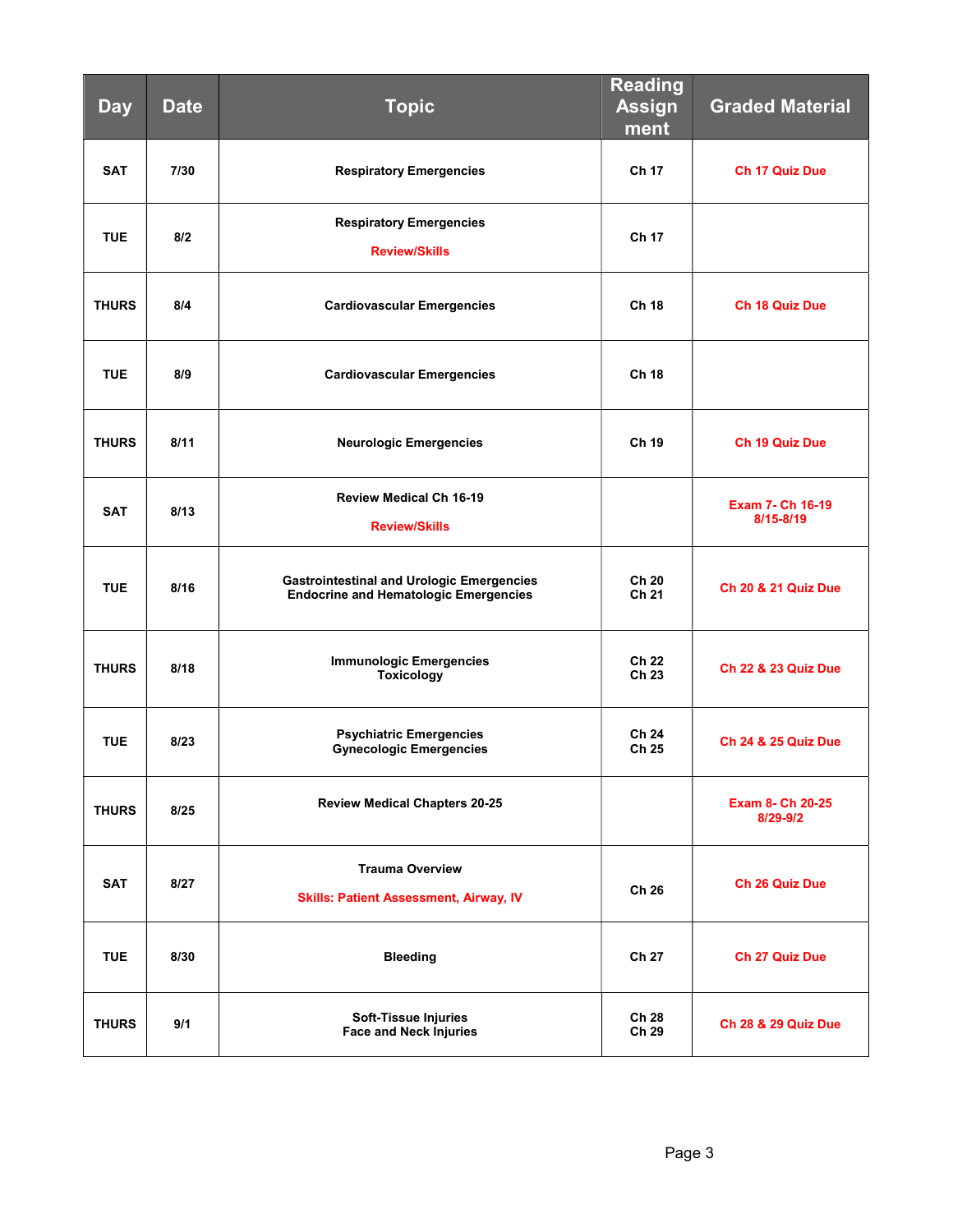| Day | Date | Topic | Reading Assignment | Graded Material |
|---|---|---|---|---|
| SAT | 7/30 | Respiratory Emergencies | Ch 17 | Ch 17 Quiz Due |
| TUE | 8/2 | Respiratory Emergencies<br>Review/Skills | Ch 17 | |
| THURS | 8/4 | Cardiovascular Emergencies | Ch 18 | Ch 18 Quiz Due |
| TUE | 8/9 | Cardiovascular Emergencies | Ch 18 | |
| THURS | 8/11 | Neurologic Emergencies | Ch 19 | Ch 19 Quiz Due |
| SAT | 8/13 | Review Medical Ch 16-19<br>Review/Skills | | Exam 7- Ch 16-19<br>8/15-8/19 |
| TUE | 8/16 | Gastrointestinal and Urologic Emergencies<br>Endocrine and Hematologic Emergencies | Ch 20<br>Ch 21 | Ch 20 & 21 Quiz Due |
| THURS | 8/18 | Immunologic Emergencies<br>Toxicology | Ch 22<br>Ch 23 | Ch 22 & 23 Quiz Due |
| TUE | 8/23 | Psychiatric Emergencies<br>Gynecologic Emergencies | Ch 24<br>Ch 25 | Ch 24 & 25 Quiz Due |
| THURS | 8/25 | Review Medical Chapters 20-25 | | Exam 8- Ch 20-25<br>8/29-9/2 |
| SAT | 8/27 | Trauma Overview<br>Skills: Patient Assessment, Airway, IV | Ch 26 | Ch 26 Quiz Due |
| TUE | 8/30 | Bleeding | Ch 27 | Ch 27 Quiz Due |
| THURS | 9/1 | Soft-Tissue Injuries<br>Face and Neck Injuries | Ch 28<br>Ch 29 | Ch 28 & 29 Quiz Due |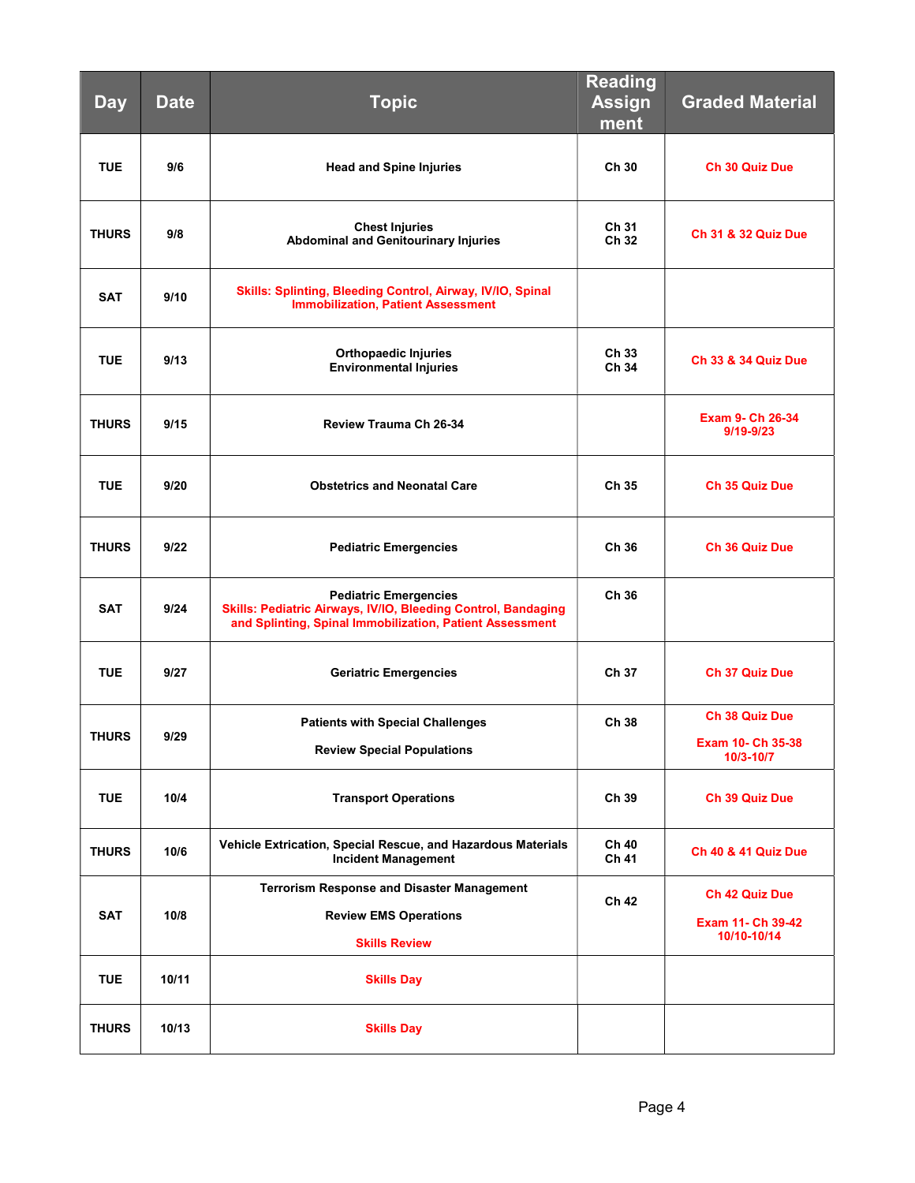| Day | Date | Topic | Reading Assignment | Graded Material |
|---|---|---|---|---|
| TUE | 9/6 | Head and Spine Injuries | Ch 30 | Ch 30 Quiz Due |
| THURS | 9/8 | Chest Injuries<br>Abdominal and Genitourinary Injuries | Ch 31<br>Ch 32 | Ch 31 & 32 Quiz Due |
| SAT | 9/10 | Skills: Splinting, Bleeding Control, Airway, IV/IO, Spinal Immobilization, Patient Assessment | | |
| TUE | 9/13 | Orthopaedic Injuries<br>Environmental Injuries | Ch 33<br>Ch 34 | Ch 33 & 34 Quiz Due |
| THURS | 9/15 | Review Trauma Ch 26-34 | | Exam 9- Ch 26-34<br>9/19-9/23 |
| TUE | 9/20 | Obstetrics and Neonatal Care | Ch 35 | Ch 35 Quiz Due |
| THURS | 9/22 | Pediatric Emergencies | Ch 36 | Ch 36 Quiz Due |
| SAT | 9/24 | Pediatric Emergencies<br>Skills: Pediatric Airways, IV/IO, Bleeding Control, Bandaging and Splinting, Spinal Immobilization, Patient Assessment | Ch 36 | |
| TUE | 9/27 | Geriatric Emergencies | Ch 37 | Ch 37 Quiz Due |
| THURS | 9/29 | Patients with Special Challenges<br>Review Special Populations | Ch 38 | Ch 38 Quiz Due<br>Exam 10- Ch 35-38<br>10/3-10/7 |
| TUE | 10/4 | Transport Operations | Ch 39 | Ch 39 Quiz Due |
| THURS | 10/6 | Vehicle Extrication, Special Rescue, and Hazardous Materials<br>Incident Management | Ch 40<br>Ch 41 | Ch 40 & 41 Quiz Due |
| SAT | 10/8 | Terrorism Response and Disaster Management<br>Review EMS Operations<br>Skills Review | Ch 42 | Ch 42 Quiz Due<br>Exam 11- Ch 39-42<br>10/10-10/14 |
| TUE | 10/11 | Skills Day | | |
| THURS | 10/13 | Skills Day | | |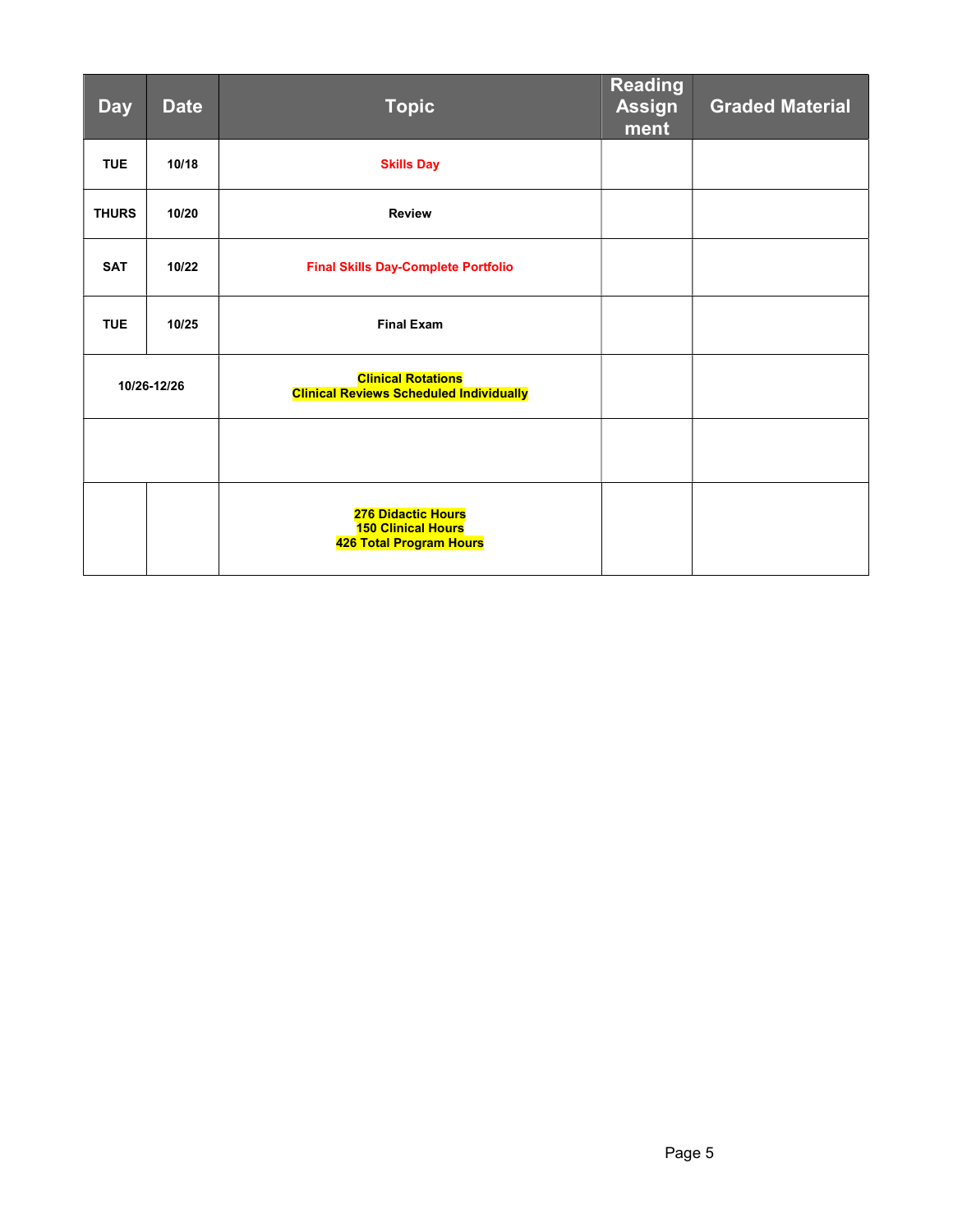| Day | Date | Topic | Reading Assignment | Graded Material |
|---|---|---|---|---|
| TUE | 10/18 | Skills Day | | |
| THURS | 10/20 | Review | | |
| SAT | 10/22 | Final Skills Day-Complete Portfolio | | |
| TUE | 10/25 | Final Exam | | |
| 10/26-12/26 | | Clinical Rotations<br>Clinical Reviews Scheduled Individually | | |
| | | | | |
| | | 276 Didactic Hours<br>150 Clinical Hours<br>426 Total Program Hours | | |